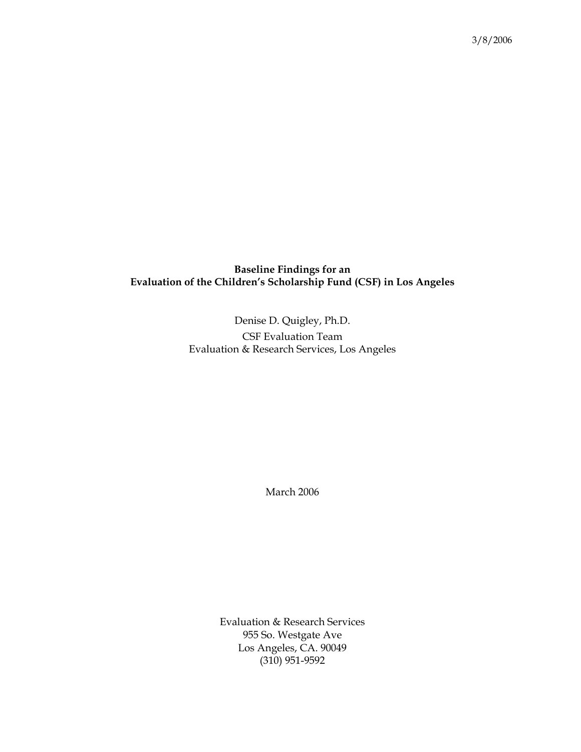3/8/2006

**Baseline Findings for an**
**Evaluation of the Children's Scholarship Fund (CSF) in Los Angeles**

Denise D. Quigley, Ph.D.
CSF Evaluation Team
Evaluation & Research Services, Los Angeles

March 2006

Evaluation & Research Services
955 So. Westgate Ave
Los Angeles, CA. 90049
(310) 951-9592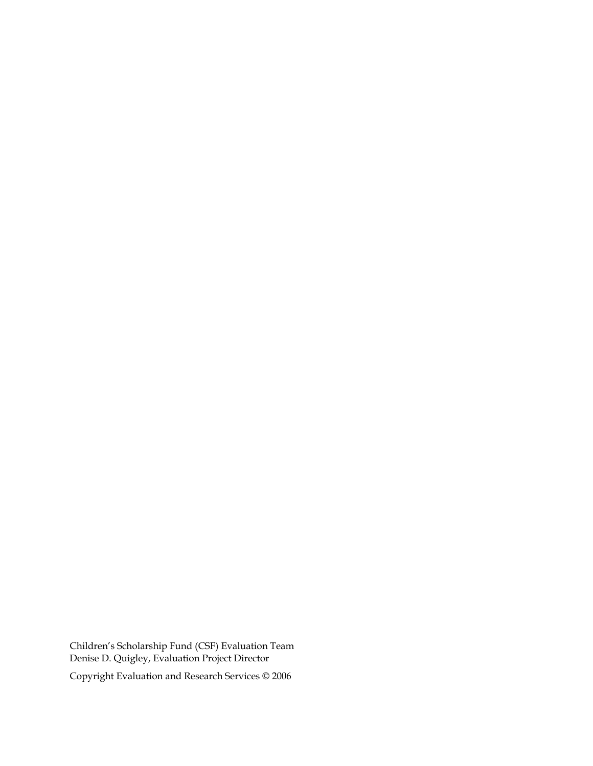Children's Scholarship Fund (CSF) Evaluation Team
Denise D. Quigley, Evaluation Project Director

Copyright Evaluation and Research Services © 2006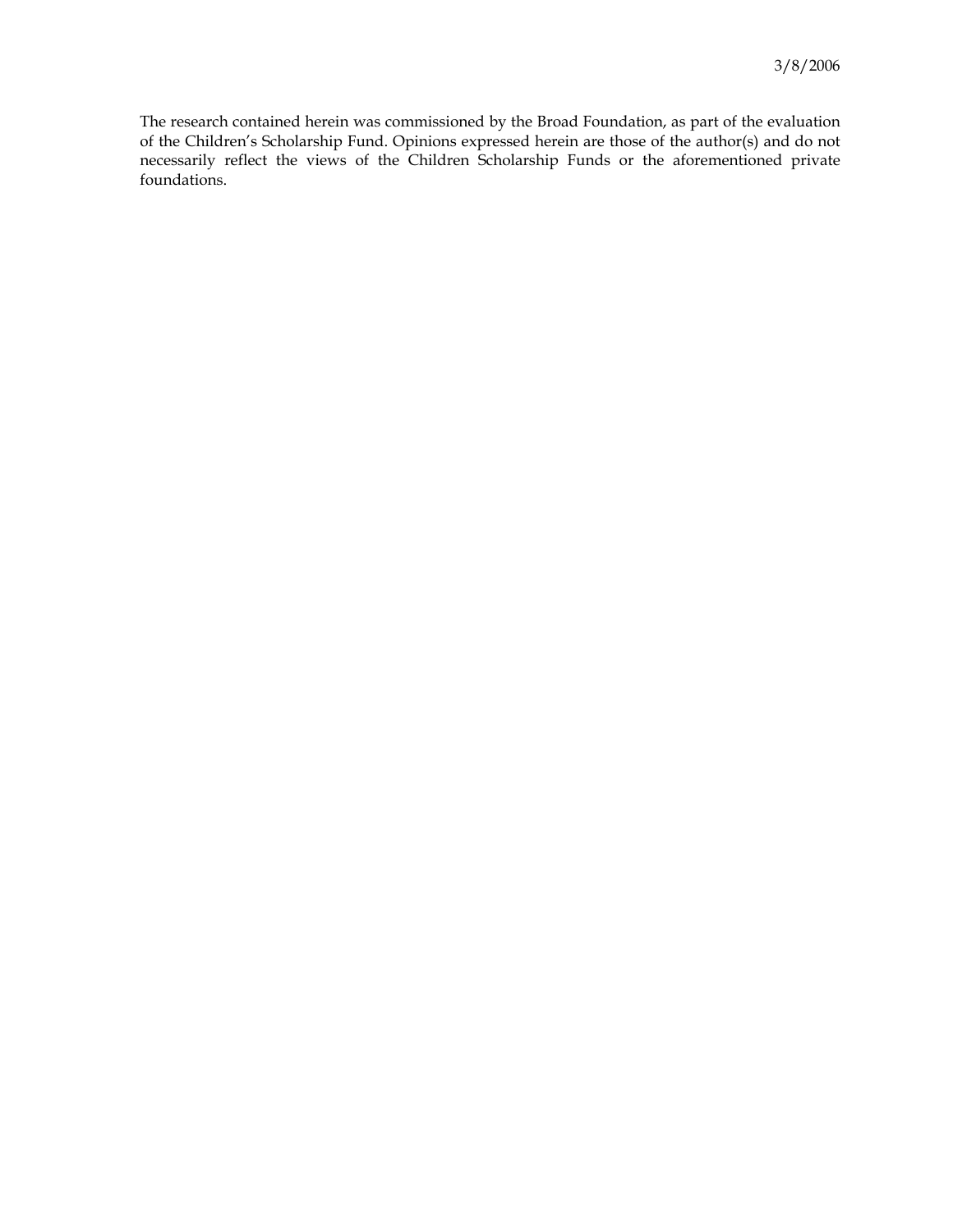3/8/2006

The research contained herein was commissioned by the Broad Foundation, as part of the evaluation of the Children's Scholarship Fund. Opinions expressed herein are those of the author(s) and do not necessarily reflect the views of the Children Scholarship Funds or the aforementioned private foundations.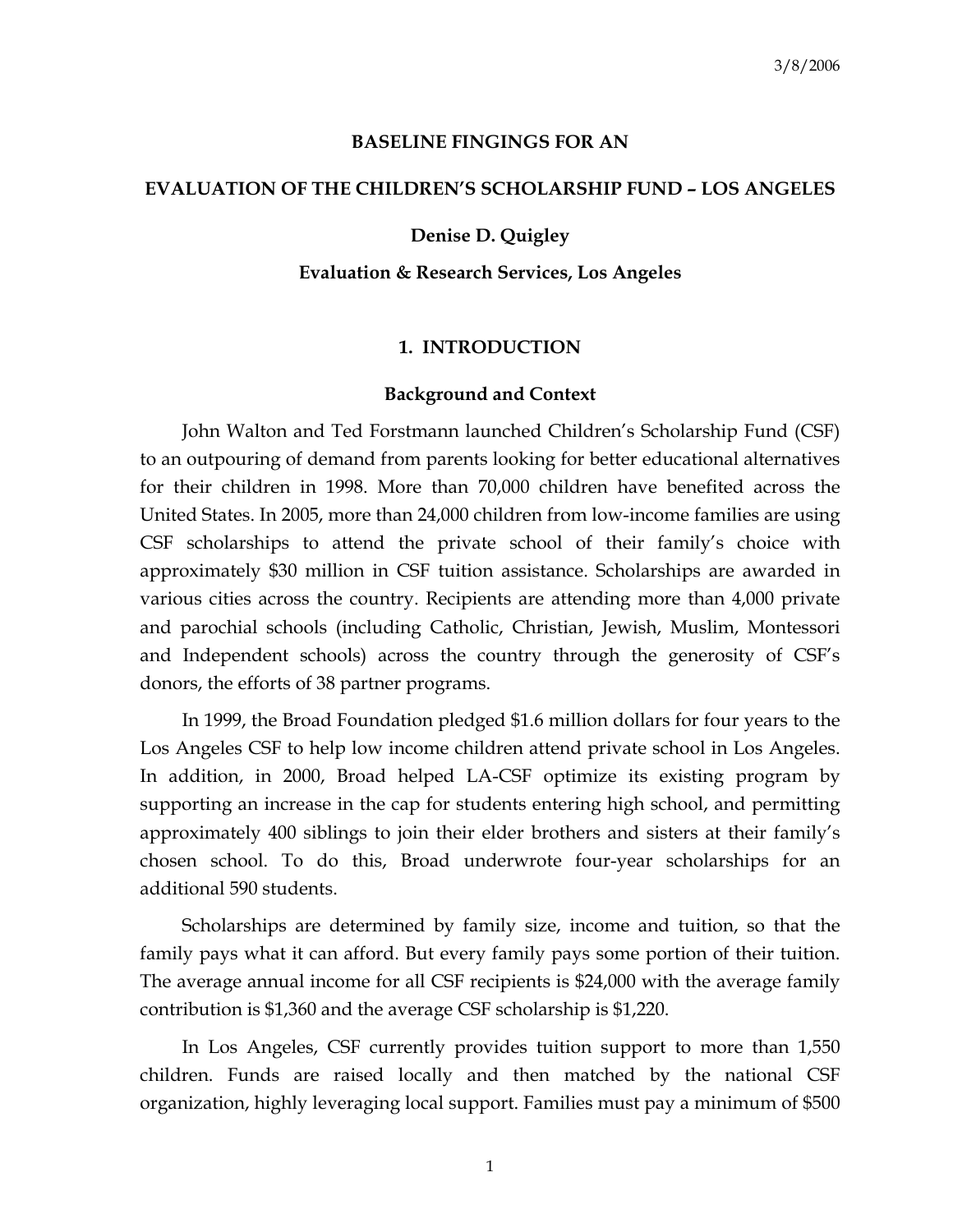3/8/2006

# BASELINE FINGINGS FOR AN

# EVALUATION OF THE CHILDREN'S SCHOLARSHIP FUND – LOS ANGELES

**Denise D. Quigley**

**Evaluation & Research Services, Los Angeles**

## 1. INTRODUCTION

### Background and Context

John Walton and Ted Forstmann launched Children's Scholarship Fund (CSF) to an outpouring of demand from parents looking for better educational alternatives for their children in 1998. More than 70,000 children have benefited across the United States. In 2005, more than 24,000 children from low-income families are using CSF scholarships to attend the private school of their family's choice with approximately $30 million in CSF tuition assistance. Scholarships are awarded in various cities across the country. Recipients are attending more than 4,000 private and parochial schools (including Catholic, Christian, Jewish, Muslim, Montessori and Independent schools) across the country through the generosity of CSF's donors, the efforts of 38 partner programs.

In 1999, the Broad Foundation pledged $1.6 million dollars for four years to the Los Angeles CSF to help low income children attend private school in Los Angeles. In addition, in 2000, Broad helped LA-CSF optimize its existing program by supporting an increase in the cap for students entering high school, and permitting approximately 400 siblings to join their elder brothers and sisters at their family's chosen school. To do this, Broad underwrote four-year scholarships for an additional 590 students.

Scholarships are determined by family size, income and tuition, so that the family pays what it can afford. But every family pays some portion of their tuition. The average annual income for all CSF recipients is $24,000 with the average family contribution is $1,360 and the average CSF scholarship is $1,220.

In Los Angeles, CSF currently provides tuition support to more than 1,550 children. Funds are raised locally and then matched by the national CSF organization, highly leveraging local support. Families must pay a minimum of $500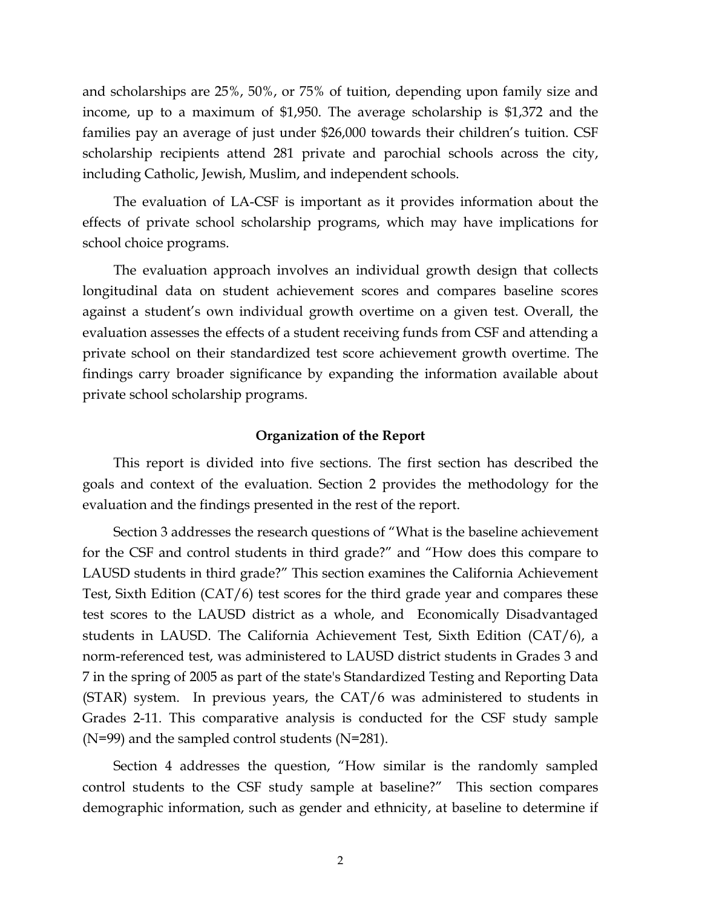and scholarships are 25%, 50%, or 75% of tuition, depending upon family size and income, up to a maximum of $1,950. The average scholarship is $1,372 and the families pay an average of just under $26,000 towards their children's tuition. CSF scholarship recipients attend 281 private and parochial schools across the city, including Catholic, Jewish, Muslim, and independent schools.

The evaluation of LA-CSF is important as it provides information about the effects of private school scholarship programs, which may have implications for school choice programs.

The evaluation approach involves an individual growth design that collects longitudinal data on student achievement scores and compares baseline scores against a student's own individual growth overtime on a given test. Overall, the evaluation assesses the effects of a student receiving funds from CSF and attending a private school on their standardized test score achievement growth overtime. The findings carry broader significance by expanding the information available about private school scholarship programs.

## Organization of the Report

This report is divided into five sections. The first section has described the goals and context of the evaluation. Section 2 provides the methodology for the evaluation and the findings presented in the rest of the report.

Section 3 addresses the research questions of "What is the baseline achievement for the CSF and control students in third grade?" and "How does this compare to LAUSD students in third grade?" This section examines the California Achievement Test, Sixth Edition (CAT/6) test scores for the third grade year and compares these test scores to the LAUSD district as a whole, and Economically Disadvantaged students in LAUSD. The California Achievement Test, Sixth Edition (CAT/6), a norm-referenced test, was administered to LAUSD district students in Grades 3 and 7 in the spring of 2005 as part of the state's Standardized Testing and Reporting Data (STAR) system. In previous years, the CAT/6 was administered to students in Grades 2-11. This comparative analysis is conducted for the CSF study sample (N=99) and the sampled control students (N=281).

Section 4 addresses the question, "How similar is the randomly sampled control students to the CSF study sample at baseline?" This section compares demographic information, such as gender and ethnicity, at baseline to determine if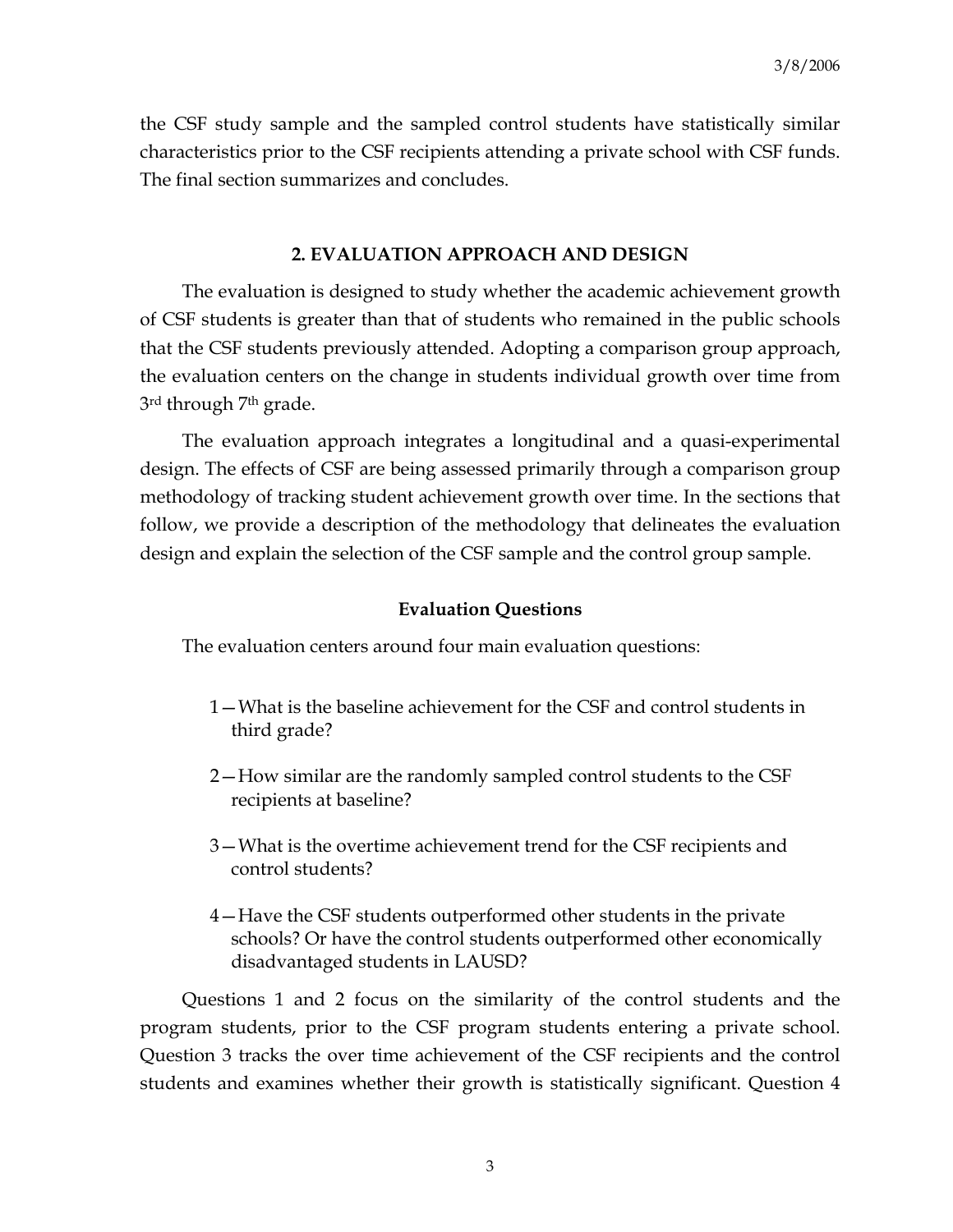the CSF study sample and the sampled control students have statistically similar characteristics prior to the CSF recipients attending a private school with CSF funds. The final section summarizes and concludes.

## 2. EVALUATION APPROACH AND DESIGN

The evaluation is designed to study whether the academic achievement growth of CSF students is greater than that of students who remained in the public schools that the CSF students previously attended. Adopting a comparison group approach, the evaluation centers on the change in students individual growth over time from 3rd through 7th grade.

The evaluation approach integrates a longitudinal and a quasi-experimental design. The effects of CSF are being assessed primarily through a comparison group methodology of tracking student achievement growth over time. In the sections that follow, we provide a description of the methodology that delineates the evaluation design and explain the selection of the CSF sample and the control group sample.

### Evaluation Questions

The evaluation centers around four main evaluation questions:

1—What is the baseline achievement for the CSF and control students in third grade?

2—How similar are the randomly sampled control students to the CSF recipients at baseline?

3—What is the overtime achievement trend for the CSF recipients and control students?

4—Have the CSF students outperformed other students in the private schools? Or have the control students outperformed other economically disadvantaged students in LAUSD?

Questions 1 and 2 focus on the similarity of the control students and the program students, prior to the CSF program students entering a private school. Question 3 tracks the over time achievement of the CSF recipients and the control students and examines whether their growth is statistically significant. Question 4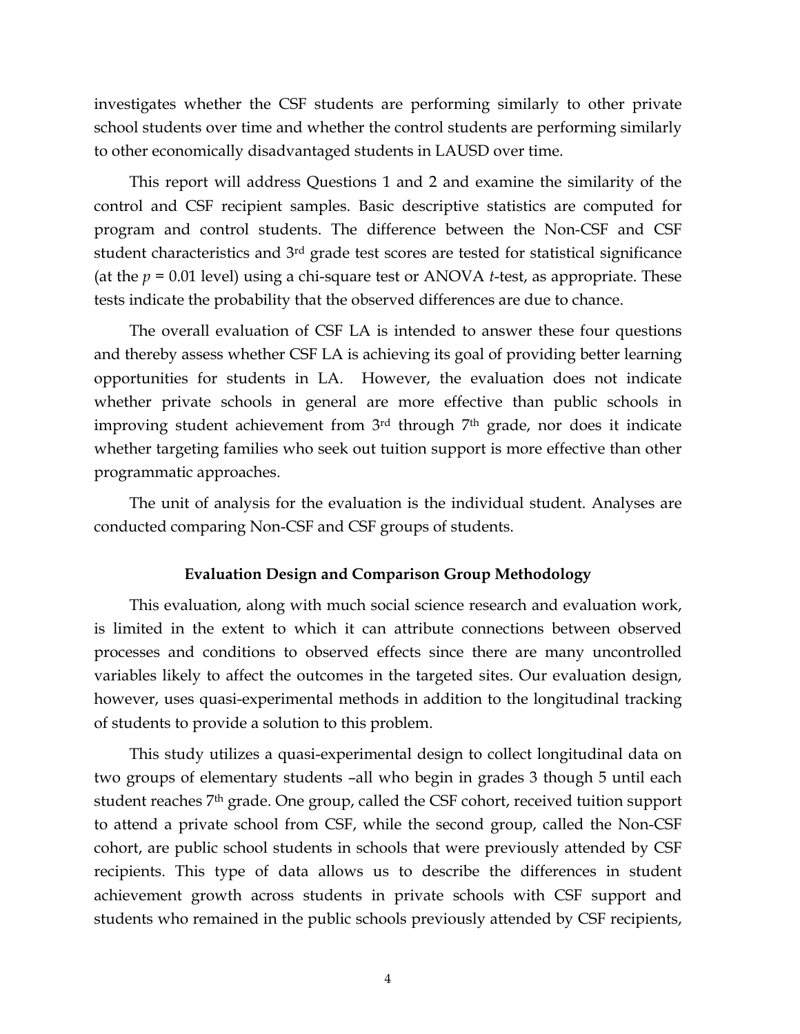investigates whether the CSF students are performing similarly to other private school students over time and whether the control students are performing similarly to other economically disadvantaged students in LAUSD over time.

This report will address Questions 1 and 2 and examine the similarity of the control and CSF recipient samples. Basic descriptive statistics are computed for program and control students. The difference between the Non-CSF and CSF student characteristics and 3rd grade test scores are tested for statistical significance (at the $p = 0.01$ level) using a chi-square test or ANOVA $t$-test, as appropriate. These tests indicate the probability that the observed differences are due to chance.

The overall evaluation of CSF LA is intended to answer these four questions and thereby assess whether CSF LA is achieving its goal of providing better learning opportunities for students in LA. However, the evaluation does not indicate whether private schools in general are more effective than public schools in improving student achievement from 3rd through 7th grade, nor does it indicate whether targeting families who seek out tuition support is more effective than other programmatic approaches.

The unit of analysis for the evaluation is the individual student. Analyses are conducted comparing Non-CSF and CSF groups of students.

## Evaluation Design and Comparison Group Methodology

This evaluation, along with much social science research and evaluation work, is limited in the extent to which it can attribute connections between observed processes and conditions to observed effects since there are many uncontrolled variables likely to affect the outcomes in the targeted sites. Our evaluation design, however, uses quasi-experimental methods in addition to the longitudinal tracking of students to provide a solution to this problem.

This study utilizes a quasi-experimental design to collect longitudinal data on two groups of elementary students –all who begin in grades 3 though 5 until each student reaches 7th grade. One group, called the CSF cohort, received tuition support to attend a private school from CSF, while the second group, called the Non-CSF cohort, are public school students in schools that were previously attended by CSF recipients. This type of data allows us to describe the differences in student achievement growth across students in private schools with CSF support and students who remained in the public schools previously attended by CSF recipients,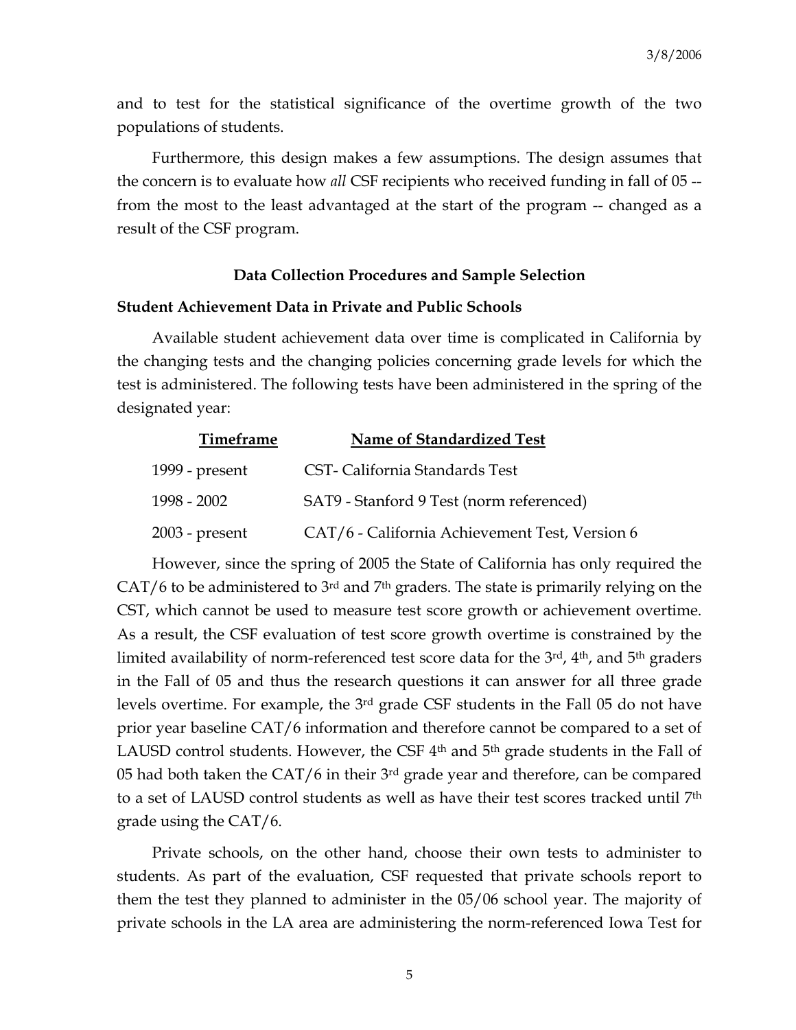and to test for the statistical significance of the overtime growth of the two populations of students.

Furthermore, this design makes a few assumptions. The design assumes that the concern is to evaluate how *all* CSF recipients who received funding in fall of 05 -- from the most to the least advantaged at the start of the program -- changed as a result of the CSF program.

### Data Collection Procedures and Sample Selection

#### Student Achievement Data in Private and Public Schools

Available student achievement data over time is complicated in California by the changing tests and the changing policies concerning grade levels for which the test is administered. The following tests have been administered in the spring of the designated year:

| Timeframe | Name of Standardized Test |
|---|---|
| 1999 - present | CST- California Standards Test |
| 1998 - 2002 | SAT9 - Stanford 9 Test (norm referenced) |
| 2003 - present | CAT/6 - California Achievement Test, Version 6 |

However, since the spring of 2005 the State of California has only required the CAT/6 to be administered to 3rd and 7th graders. The state is primarily relying on the CST, which cannot be used to measure test score growth or achievement overtime. As a result, the CSF evaluation of test score growth overtime is constrained by the limited availability of norm-referenced test score data for the 3rd, 4th, and 5th graders in the Fall of 05 and thus the research questions it can answer for all three grade levels overtime. For example, the 3rd grade CSF students in the Fall 05 do not have prior year baseline CAT/6 information and therefore cannot be compared to a set of LAUSD control students. However, the CSF 4th and 5th grade students in the Fall of 05 had both taken the CAT/6 in their 3rd grade year and therefore, can be compared to a set of LAUSD control students as well as have their test scores tracked until 7th grade using the CAT/6.

Private schools, on the other hand, choose their own tests to administer to students. As part of the evaluation, CSF requested that private schools report to them the test they planned to administer in the 05/06 school year. The majority of private schools in the LA area are administering the norm-referenced Iowa Test for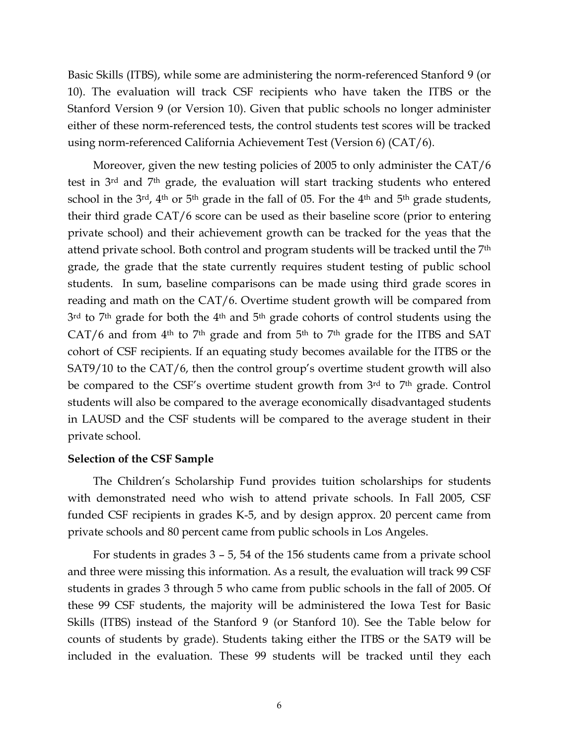Basic Skills (ITBS), while some are administering the norm-referenced Stanford 9 (or 10). The evaluation will track CSF recipients who have taken the ITBS or the Stanford Version 9 (or Version 10). Given that public schools no longer administer either of these norm-referenced tests, the control students test scores will be tracked using norm-referenced California Achievement Test (Version 6) (CAT/6).

Moreover, given the new testing policies of 2005 to only administer the CAT/6 test in 3rd and 7th grade, the evaluation will start tracking students who entered school in the 3rd, 4th or 5th grade in the fall of 05. For the 4th and 5th grade students, their third grade CAT/6 score can be used as their baseline score (prior to entering private school) and their achievement growth can be tracked for the yeas that the attend private school. Both control and program students will be tracked until the 7th grade, the grade that the state currently requires student testing of public school students. In sum, baseline comparisons can be made using third grade scores in reading and math on the CAT/6. Overtime student growth will be compared from 3rd to 7th grade for both the 4th and 5th grade cohorts of control students using the CAT/6 and from 4th to 7th grade and from 5th to 7th grade for the ITBS and SAT cohort of CSF recipients. If an equating study becomes available for the ITBS or the SAT9/10 to the CAT/6, then the control group's overtime student growth will also be compared to the CSF's overtime student growth from 3rd to 7th grade. Control students will also be compared to the average economically disadvantaged students in LAUSD and the CSF students will be compared to the average student in their private school.

**Selection of the CSF Sample**

The Children's Scholarship Fund provides tuition scholarships for students with demonstrated need who wish to attend private schools. In Fall 2005, CSF funded CSF recipients in grades K-5, and by design approx. 20 percent came from private schools and 80 percent came from public schools in Los Angeles.

For students in grades 3 – 5, 54 of the 156 students came from a private school and three were missing this information. As a result, the evaluation will track 99 CSF students in grades 3 through 5 who came from public schools in the fall of 2005. Of these 99 CSF students, the majority will be administered the Iowa Test for Basic Skills (ITBS) instead of the Stanford 9 (or Stanford 10). See the Table below for counts of students by grade). Students taking either the ITBS or the SAT9 will be included in the evaluation. These 99 students will be tracked until they each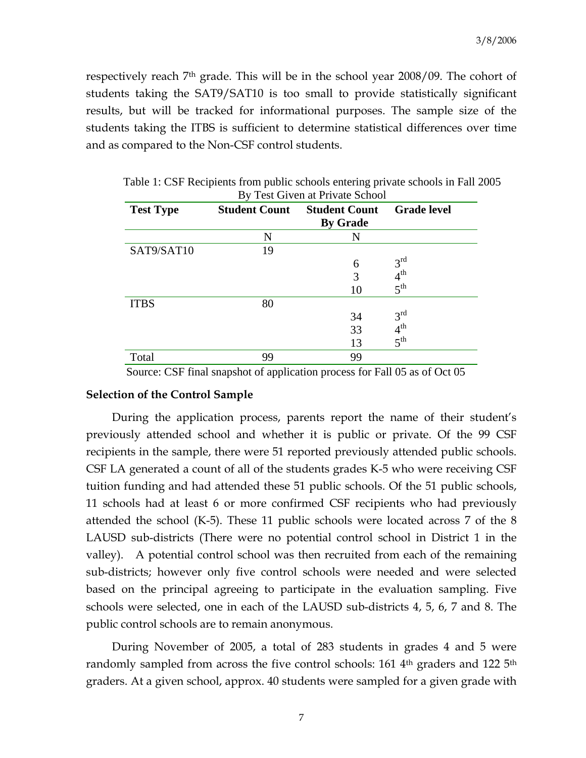respectively reach 7th grade. This will be in the school year 2008/09. The cohort of students taking the SAT9/SAT10 is too small to provide statistically significant results, but will be tracked for informational purposes. The sample size of the students taking the ITBS is sufficient to determine statistical differences over time and as compared to the Non-CSF control students.

Table 1: CSF Recipients from public schools entering private schools in Fall 2005 By Test Given at Private School

| Test Type | Student Count | Student Count By Grade | Grade level |
|---|---|---|---|
| | N | N | |
| SAT9/SAT10 | 19 | | |
| | | 6 | 3rd |
| | | 3 | 4th |
| | | 10 | 5th |
| ITBS | 80 | | |
| | | 34 | 3rd |
| | | 33 | 4th |
| | | 13 | 5th |
| Total | 99 | 99 | |

Source: CSF final snapshot of application process for Fall 05 as of Oct 05

**Selection of the Control Sample**

During the application process, parents report the name of their student's previously attended school and whether it is public or private. Of the 99 CSF recipients in the sample, there were 51 reported previously attended public schools. CSF LA generated a count of all of the students grades K-5 who were receiving CSF tuition funding and had attended these 51 public schools. Of the 51 public schools, 11 schools had at least 6 or more confirmed CSF recipients who had previously attended the school (K-5). These 11 public schools were located across 7 of the 8 LAUSD sub-districts (There were no potential control school in District 1 in the valley). A potential control school was then recruited from each of the remaining sub-districts; however only five control schools were needed and were selected based on the principal agreeing to participate in the evaluation sampling. Five schools were selected, one in each of the LAUSD sub-districts 4, 5, 6, 7 and 8. The public control schools are to remain anonymous.

During November of 2005, a total of 283 students in grades 4 and 5 were randomly sampled from across the five control schools: 161 4th graders and 122 5th graders. At a given school, approx. 40 students were sampled for a given grade with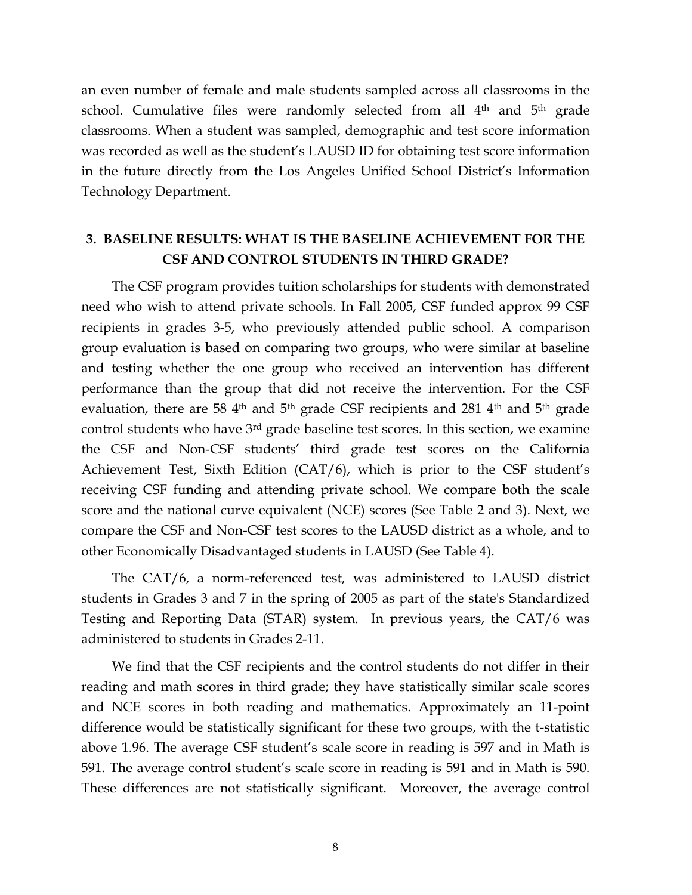an even number of female and male students sampled across all classrooms in the school. Cumulative files were randomly selected from all 4th and 5th grade classrooms. When a student was sampled, demographic and test score information was recorded as well as the student's LAUSD ID for obtaining test score information in the future directly from the Los Angeles Unified School District's Information Technology Department.

## 3. BASELINE RESULTS: WHAT IS THE BASELINE ACHIEVEMENT FOR THE CSF AND CONTROL STUDENTS IN THIRD GRADE?

The CSF program provides tuition scholarships for students with demonstrated need who wish to attend private schools. In Fall 2005, CSF funded approx 99 CSF recipients in grades 3-5, who previously attended public school. A comparison group evaluation is based on comparing two groups, who were similar at baseline and testing whether the one group who received an intervention has different performance than the group that did not receive the intervention. For the CSF evaluation, there are 58 4th and 5th grade CSF recipients and 281 4th and 5th grade control students who have 3rd grade baseline test scores. In this section, we examine the CSF and Non-CSF students' third grade test scores on the California Achievement Test, Sixth Edition (CAT/6), which is prior to the CSF student's receiving CSF funding and attending private school. We compare both the scale score and the national curve equivalent (NCE) scores (See Table 2 and 3). Next, we compare the CSF and Non-CSF test scores to the LAUSD district as a whole, and to other Economically Disadvantaged students in LAUSD (See Table 4).

The CAT/6, a norm-referenced test, was administered to LAUSD district students in Grades 3 and 7 in the spring of 2005 as part of the state's Standardized Testing and Reporting Data (STAR) system. In previous years, the CAT/6 was administered to students in Grades 2-11.

We find that the CSF recipients and the control students do not differ in their reading and math scores in third grade; they have statistically similar scale scores and NCE scores in both reading and mathematics. Approximately an 11-point difference would be statistically significant for these two groups, with the t-statistic above 1.96. The average CSF student's scale score in reading is 597 and in Math is 591. The average control student's scale score in reading is 591 and in Math is 590. These differences are not statistically significant. Moreover, the average control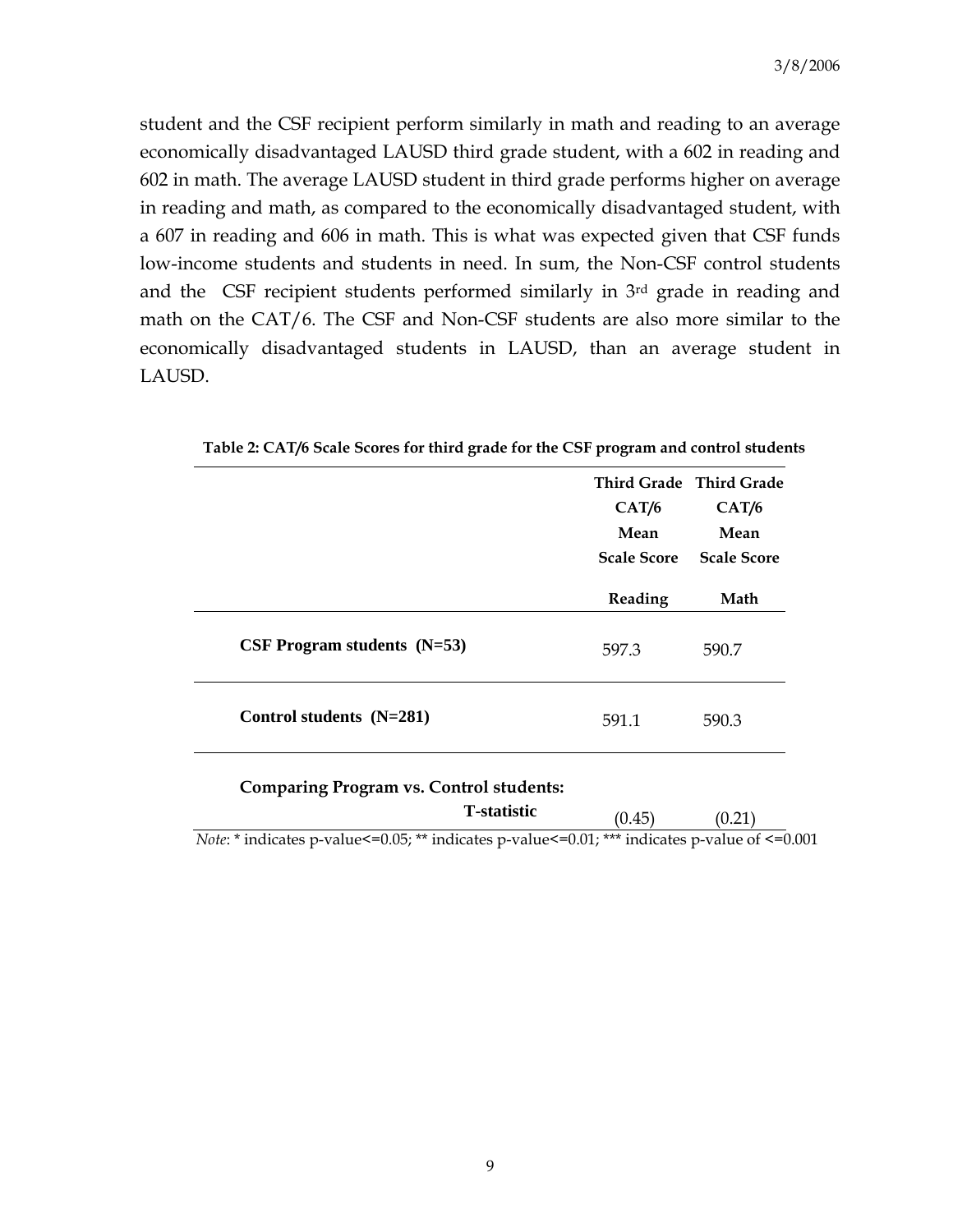student and the CSF recipient perform similarly in math and reading to an average economically disadvantaged LAUSD third grade student, with a 602 in reading and 602 in math. The average LAUSD student in third grade performs higher on average in reading and math, as compared to the economically disadvantaged student, with a 607 in reading and 606 in math. This is what was expected given that CSF funds low-income students and students in need. In sum, the Non-CSF control students and the CSF recipient students performed similarly in 3rd grade in reading and math on the CAT/6. The CSF and Non-CSF students are also more similar to the economically disadvantaged students in LAUSD, than an average student in LAUSD.

**Table 2: CAT/6 Scale Scores for third grade for the CSF program and control students**

| | Third Grade CAT/6 Mean Scale Score | Third Grade CAT/6 Mean Scale Score |
|---|---|---|
| | **Reading** | **Math** |
| **CSF Program students (N=53)** | 597.3 | 590.7 |
| **Control students (N=281)** | 591.1 | 590.3 |
| **Comparing Program vs. Control students: T-statistic** | (0.45) | (0.21) |

*Note*: * indicates p-value<=0.05; ** indicates p-value<=0.01; *** indicates p-value of <=0.001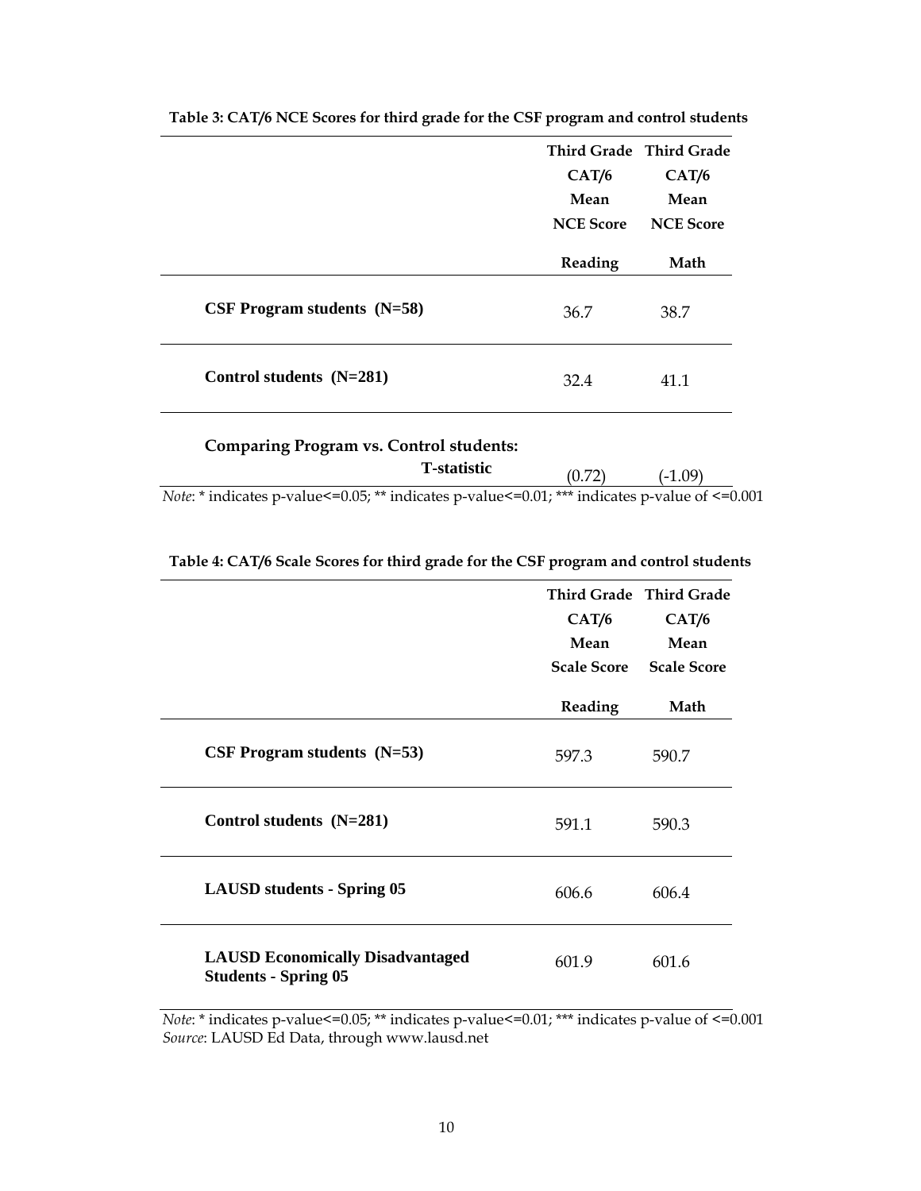**Table 3: CAT/6 NCE Scores for third grade for the CSF program and control students**

| | Third Grade CAT/6 Mean NCE Score Reading | Third Grade CAT/6 Mean NCE Score Math |
|---|---|---|
| **CSF Program students (N=58)** | 36.7 | 38.7 |
| **Control students (N=281)** | 32.4 | 41.1 |
| **Comparing Program vs. Control students: T-statistic** | (0.72) | (-1.09) |

*Note*: * indicates p-value<=0.05; ** indicates p-value<=0.01; *** indicates p-value of <=0.001

**Table 4: CAT/6 Scale Scores for third grade for the CSF program and control students**

| | Third Grade CAT/6 Mean Scale Score Reading | Third Grade CAT/6 Mean Scale Score Math |
|---|---|---|
| **CSF Program students (N=53)** | 597.3 | 590.7 |
| **Control students (N=281)** | 591.1 | 590.3 |
| **LAUSD students - Spring 05** | 606.6 | 606.4 |
| **LAUSD Economically Disadvantaged Students - Spring 05** | 601.9 | 601.6 |

*Note*: * indicates p-value<=0.05; ** indicates p-value<=0.01; *** indicates p-value of <=0.001
*Source*: LAUSD Ed Data, through www.lausd.net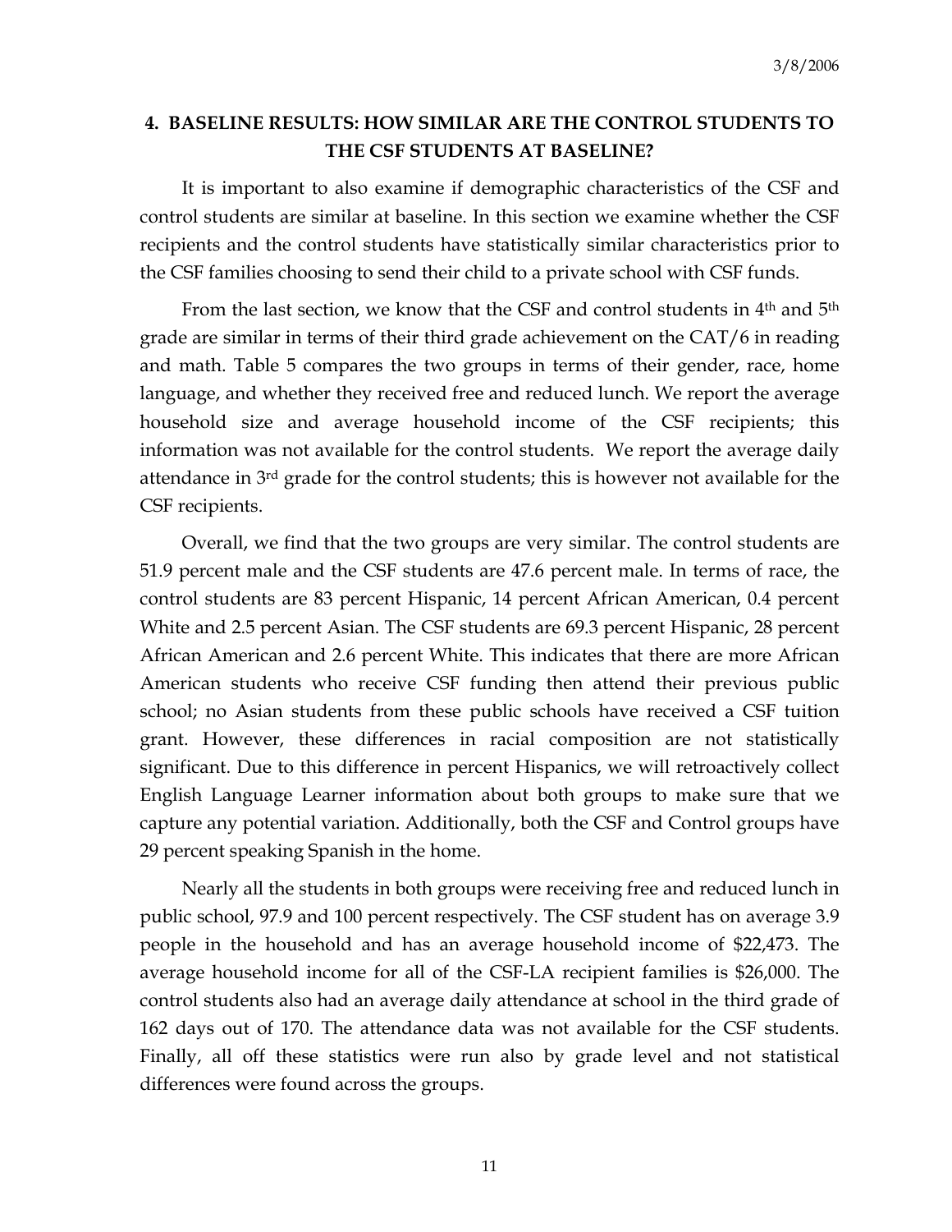## 4. BASELINE RESULTS: HOW SIMILAR ARE THE CONTROL STUDENTS TO THE CSF STUDENTS AT BASELINE?

It is important to also examine if demographic characteristics of the CSF and control students are similar at baseline. In this section we examine whether the CSF recipients and the control students have statistically similar characteristics prior to the CSF families choosing to send their child to a private school with CSF funds.

From the last section, we know that the CSF and control students in 4th and 5th grade are similar in terms of their third grade achievement on the CAT/6 in reading and math. Table 5 compares the two groups in terms of their gender, race, home language, and whether they received free and reduced lunch. We report the average household size and average household income of the CSF recipients; this information was not available for the control students. We report the average daily attendance in 3rd grade for the control students; this is however not available for the CSF recipients.

Overall, we find that the two groups are very similar. The control students are 51.9 percent male and the CSF students are 47.6 percent male. In terms of race, the control students are 83 percent Hispanic, 14 percent African American, 0.4 percent White and 2.5 percent Asian. The CSF students are 69.3 percent Hispanic, 28 percent African American and 2.6 percent White. This indicates that there are more African American students who receive CSF funding then attend their previous public school; no Asian students from these public schools have received a CSF tuition grant. However, these differences in racial composition are not statistically significant. Due to this difference in percent Hispanics, we will retroactively collect English Language Learner information about both groups to make sure that we capture any potential variation. Additionally, both the CSF and Control groups have 29 percent speaking Spanish in the home.

Nearly all the students in both groups were receiving free and reduced lunch in public school, 97.9 and 100 percent respectively. The CSF student has on average 3.9 people in the household and has an average household income of $22,473. The average household income for all of the CSF-LA recipient families is $26,000. The control students also had an average daily attendance at school in the third grade of 162 days out of 170. The attendance data was not available for the CSF students. Finally, all off these statistics were run also by grade level and not statistical differences were found across the groups.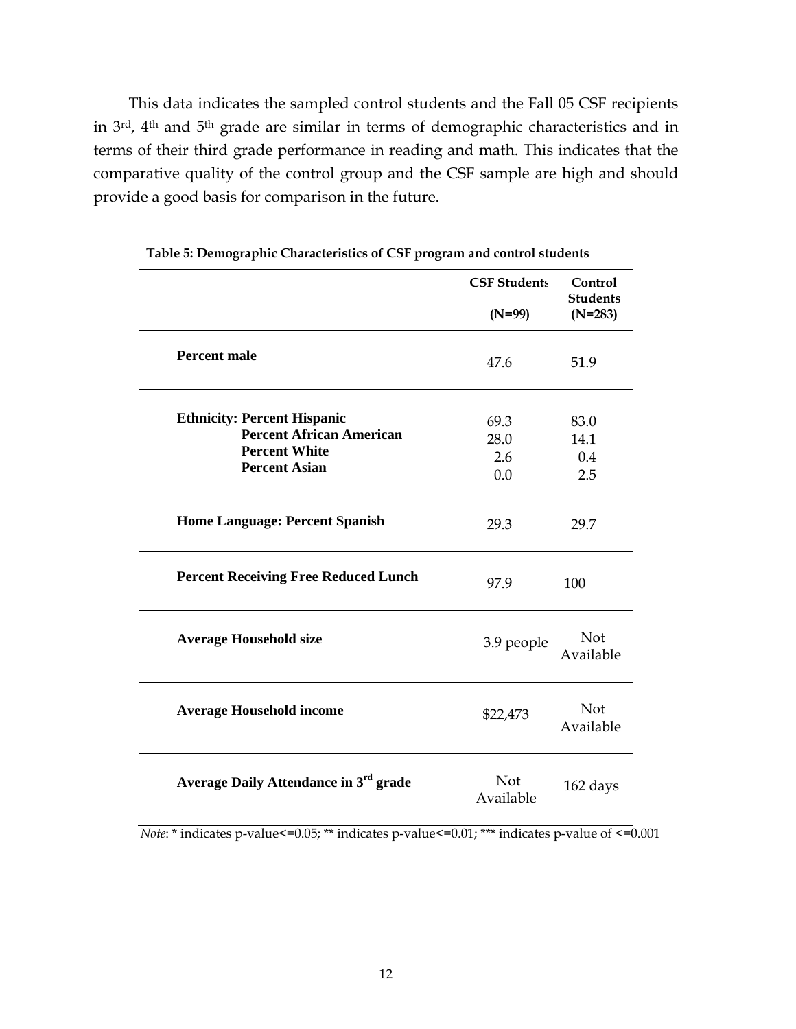This data indicates the sampled control students and the Fall 05 CSF recipients in 3rd, 4th and 5th grade are similar in terms of demographic characteristics and in terms of their third grade performance in reading and math. This indicates that the comparative quality of the control group and the CSF sample are high and should provide a good basis for comparison in the future.

**Table 5: Demographic Characteristics of CSF program and control students**

| | CSF Students (N=99) | Control Students (N=283) |
|---|---|---|
| **Percent male** | 47.6 | 51.9 |
| **Ethnicity: Percent Hispanic** | 69.3 | 83.0 |
| **Percent African American** | 28.0 | 14.1 |
| **Percent White** | 2.6 | 0.4 |
| **Percent Asian** | 0.0 | 2.5 |
| **Home Language: Percent Spanish** | 29.3 | 29.7 |
| **Percent Receiving Free Reduced Lunch** | 97.9 | 100 |
| **Average Household size** | 3.9 people | Not Available |
| **Average Household income** | $22,473 | Not Available |
| **Average Daily Attendance in 3rd grade** | Not Available | 162 days |

*Note*: * indicates p-value<=0.05; ** indicates p-value<=0.01; *** indicates p-value of <=0.001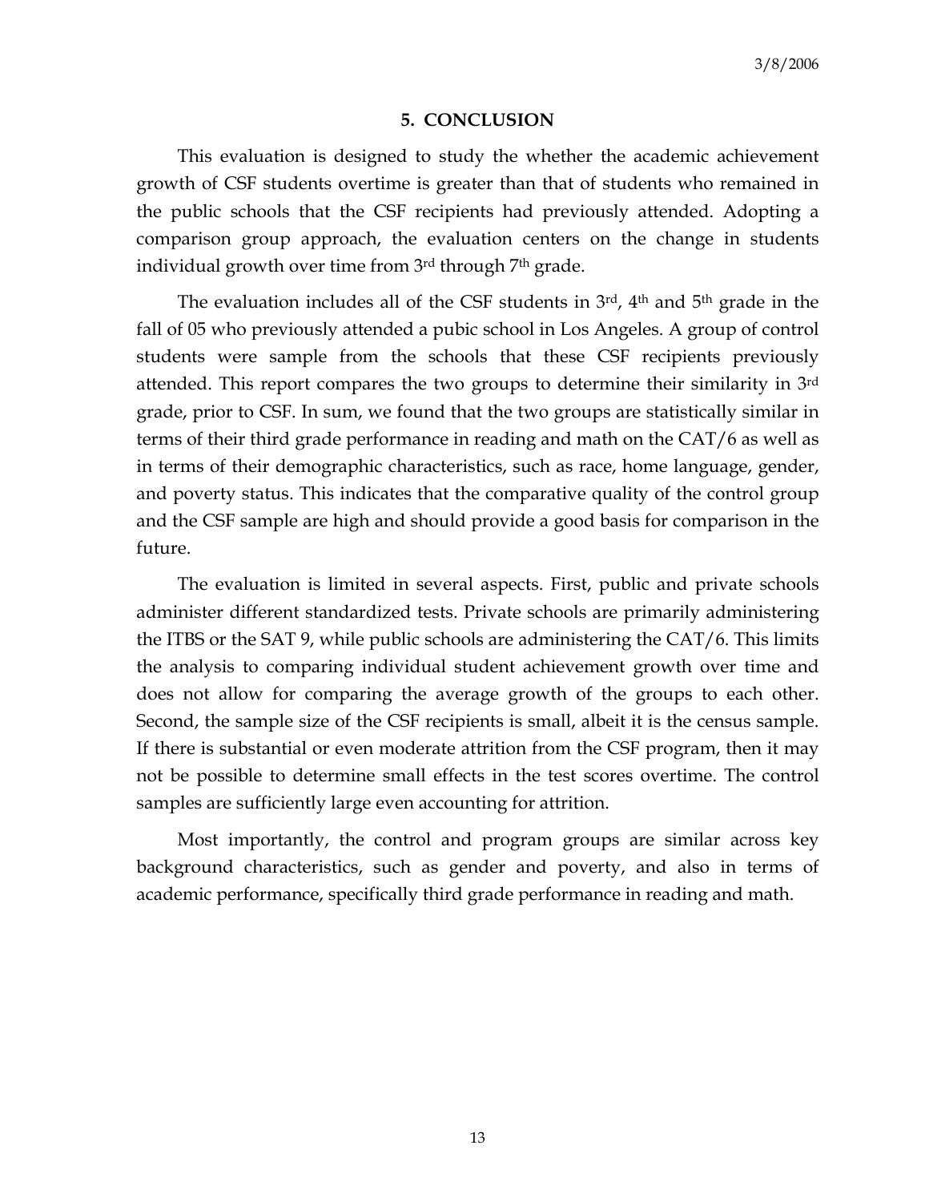## 5. CONCLUSION

This evaluation is designed to study the whether the academic achievement growth of CSF students overtime is greater than that of students who remained in the public schools that the CSF recipients had previously attended. Adopting a comparison group approach, the evaluation centers on the change in students individual growth over time from 3rd through 7th grade.

The evaluation includes all of the CSF students in 3rd, 4th and 5th grade in the fall of 05 who previously attended a pubic school in Los Angeles. A group of control students were sample from the schools that these CSF recipients previously attended. This report compares the two groups to determine their similarity in 3rd grade, prior to CSF. In sum, we found that the two groups are statistically similar in terms of their third grade performance in reading and math on the CAT/6 as well as in terms of their demographic characteristics, such as race, home language, gender, and poverty status. This indicates that the comparative quality of the control group and the CSF sample are high and should provide a good basis for comparison in the future.

The evaluation is limited in several aspects. First, public and private schools administer different standardized tests. Private schools are primarily administering the ITBS or the SAT 9, while public schools are administering the CAT/6. This limits the analysis to comparing individual student achievement growth over time and does not allow for comparing the average growth of the groups to each other. Second, the sample size of the CSF recipients is small, albeit it is the census sample. If there is substantial or even moderate attrition from the CSF program, then it may not be possible to determine small effects in the test scores overtime. The control samples are sufficiently large even accounting for attrition.

Most importantly, the control and program groups are similar across key background characteristics, such as gender and poverty, and also in terms of academic performance, specifically third grade performance in reading and math.